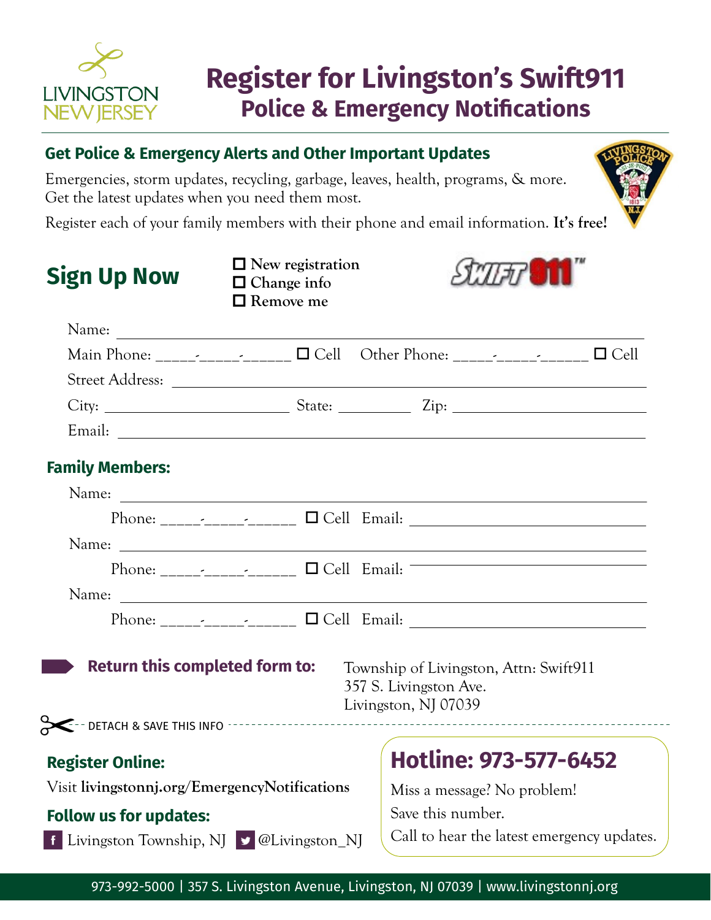LIVINGSTON NEW JERSEY

# Register for Livingston's Swift911
## Police & Emergency Notifications

### Get Police & Emergency Alerts and Other Important Updates

Emergencies, storm updates, recycling, garbage, leaves, health, programs, & more. Get the latest updates when you need them most.

Register each of your family members with their phone and email information. **It's free!**

## Sign Up Now

☐ New registration
☐ Change info
☐ Remove me

SWIFT 911™

Name: ____________________________________________

Main Phone: _____-_____-______ ☐ Cell   Other Phone: _____-_____-______ ☐ Cell

Street Address: ____________________________________________

City: ____________________ State: __________ Zip: ____________________

Email: ____________________________________________

### Family Members:

Name: ____________________________________________

Phone: _____-_____-______ ☐ Cell  Email: ______________________________

Name: ____________________________________________

Phone: _____-_____-______ ☐ Cell  Email: ______________________________

Name: ____________________________________________

Phone: _____-_____-______ ☐ Cell  Email: ______________________________

**Return this completed form to:**

Township of Livingston, Attn: Swift911
357 S. Livingston Ave.
Livingston, NJ 07039

DETACH & SAVE THIS INFO

### Register Online:

Visit **livingstonnj.org/EmergencyNotifications**

### Follow us for updates:

Livingston Township, NJ   @Livingston_NJ

## Hotline: 973-577-6452

Miss a message? No problem!

Save this number.

Call to hear the latest emergency updates.

973-992-5000 | 357 S. Livingston Avenue, Livingston, NJ 07039 | www.livingstonnj.org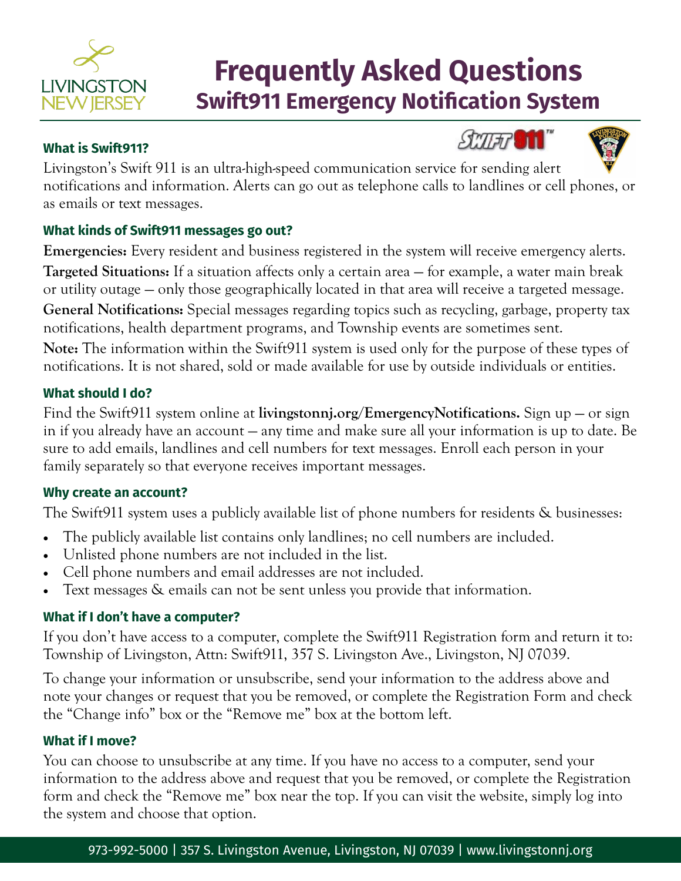# Frequently Asked Questions

## Swift911 Emergency Notification System

### What is Swift911?

Livingston's Swift 911 is an ultra-high-speed communication service for sending alert notifications and information. Alerts can go out as telephone calls to landlines or cell phones, or as emails or text messages.

### What kinds of Swift911 messages go out?

**Emergencies:** Every resident and business registered in the system will receive emergency alerts.

**Targeted Situations:** If a situation affects only a certain area — for example, a water main break or utility outage — only those geographically located in that area will receive a targeted message.

**General Notifications:** Special messages regarding topics such as recycling, garbage, property tax notifications, health department programs, and Township events are sometimes sent.

**Note:** The information within the Swift911 system is used only for the purpose of these types of notifications. It is not shared, sold or made available for use by outside individuals or entities.

### What should I do?

Find the Swift911 system online at **livingstonnj.org/EmergencyNotifications.** Sign up — or sign in if you already have an account — any time and make sure all your information is up to date. Be sure to add emails, landlines and cell numbers for text messages. Enroll each person in your family separately so that everyone receives important messages.

### Why create an account?

The Swift911 system uses a publicly available list of phone numbers for residents & businesses:

- The publicly available list contains only landlines; no cell numbers are included.
- Unlisted phone numbers are not included in the list.
- Cell phone numbers and email addresses are not included.
- Text messages & emails can not be sent unless you provide that information.

### What if I don't have a computer?

If you don't have access to a computer, complete the Swift911 Registration form and return it to: Township of Livingston, Attn: Swift911, 357 S. Livingston Ave., Livingston, NJ 07039.

To change your information or unsubscribe, send your information to the address above and note your changes or request that you be removed, or complete the Registration Form and check the "Change info" box or the "Remove me" box at the bottom left.

### What if I move?

You can choose to unsubscribe at any time. If you have no access to a computer, send your information to the address above and request that you be removed, or complete the Registration form and check the "Remove me" box near the top. If you can visit the website, simply log into the system and choose that option.

973-992-5000 | 357 S. Livingston Avenue, Livingston, NJ 07039 | www.livingstonnj.org